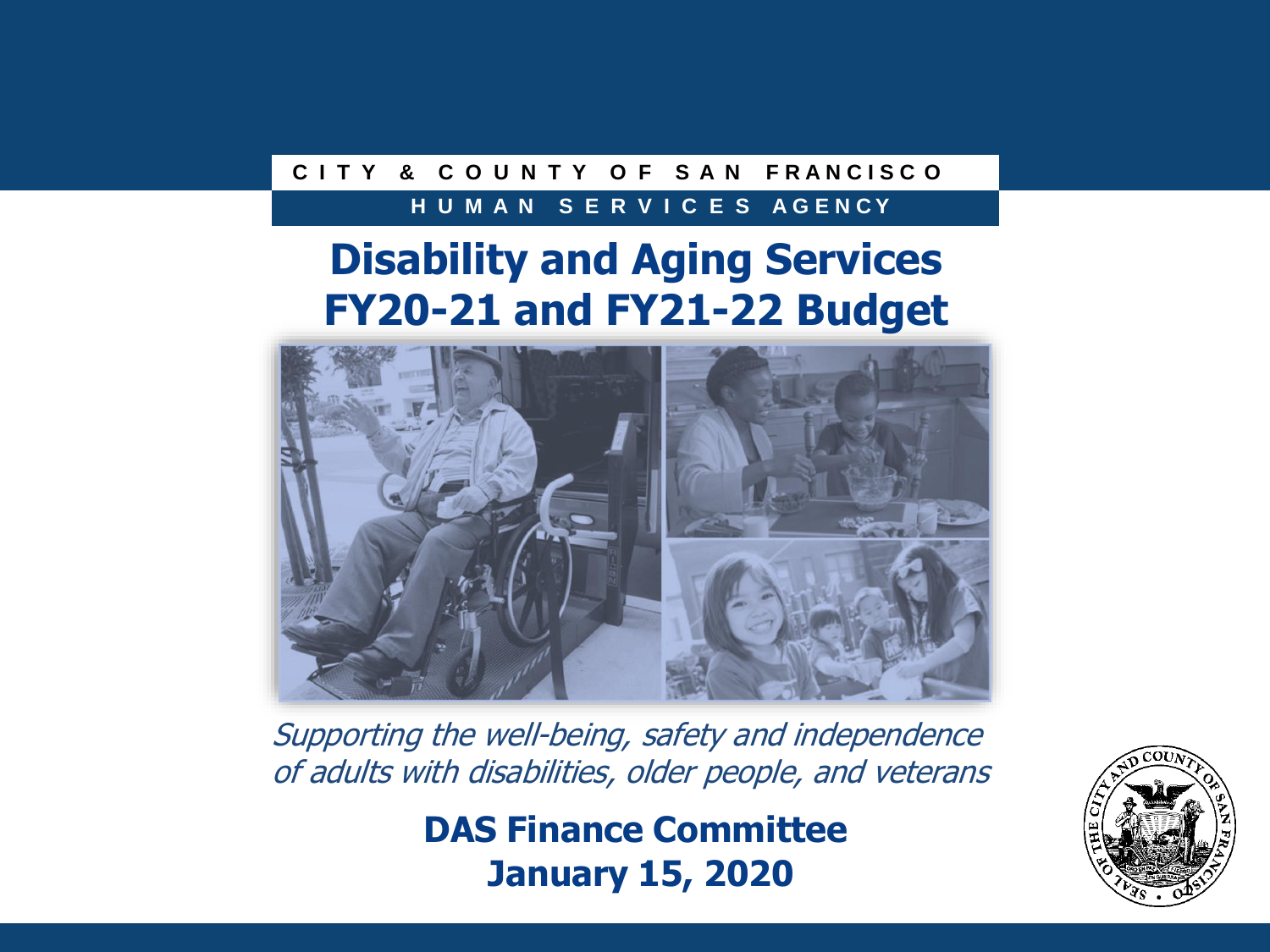CITY & COUNTY OF SAN FRANCISCO

HUMAN SERVICES AGENCY

# Disability and Aging Services FY20-21 and FY21-22 Budget

*Supporting the well-being, safety and independence of adults with disabilities, older people, and veterans*

**DAS Finance Committee**
**January 15, 2020**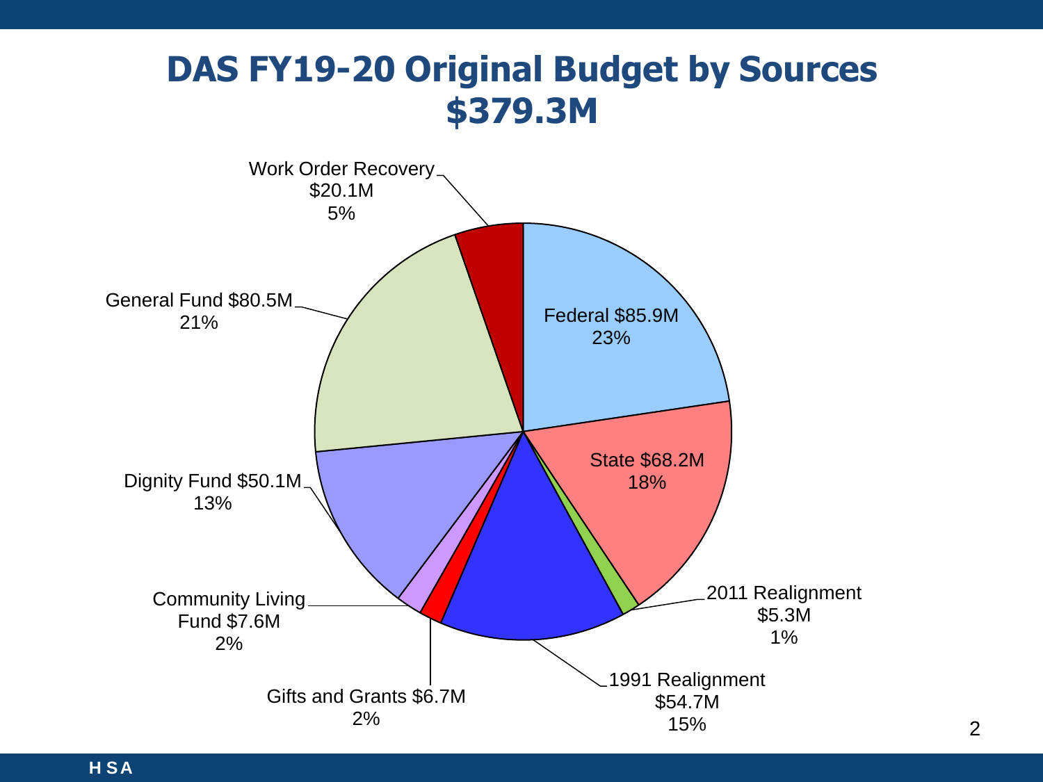# DAS FY19-20 Original Budget by Sources $379.3M

| Source | Amount | Percent |
|---|---|---|
| Federal | $85.9M | 23% |
| State | $68.2M | 18% |
| 2011 Realignment | $5.3M | 1% |
| 1991 Realignment | $54.7M | 15% |
| Gifts and Grants | $6.7M | 2% |
| Community Living Fund | $7.6M | 2% |
| Dignity Fund | $50.1M | 13% |
| General Fund | $80.5M | 21% |
| Work Order Recovery | $20.1M | 5% |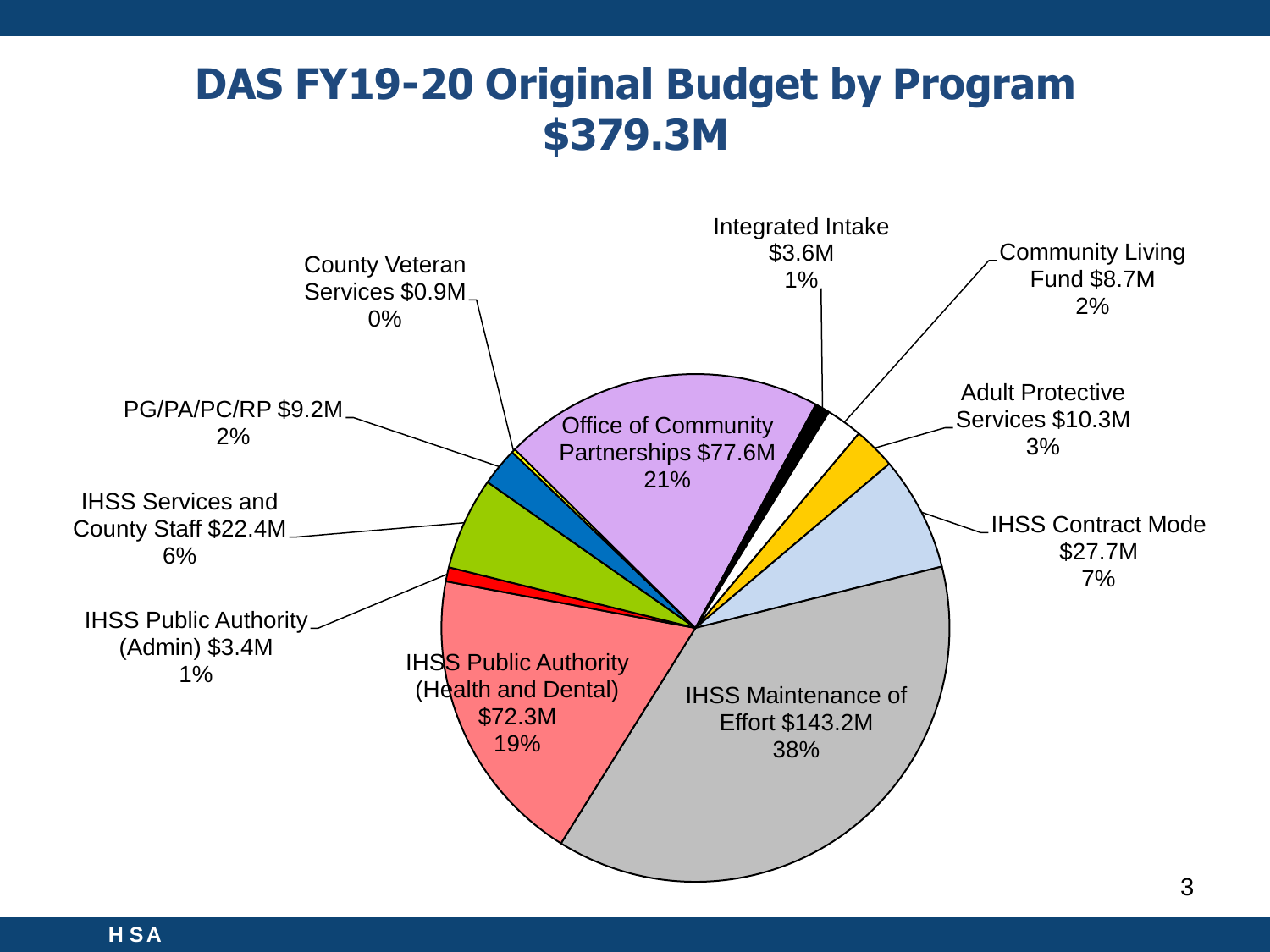# DAS FY19-20 Original Budget by Program $379.3M

| Program | Budget | Percent |
|---|---|---|
| IHSS Maintenance of Effort | $143.2M | 38% |
| Office of Community Partnerships | $77.6M | 21% |
| IHSS Public Authority (Health and Dental) | $72.3M | 19% |
| IHSS Contract Mode | $27.7M | 7% |
| IHSS Services and County Staff | $22.4M | 6% |
| Adult Protective Services | $10.3M | 3% |
| PG/PA/PC/RP | $9.2M | 2% |
| Community Living Fund | $8.7M | 2% |
| Integrated Intake | $3.6M | 1% |
| IHSS Public Authority (Admin) | $3.4M | 1% |
| County Veteran Services | $0.9M | 0% |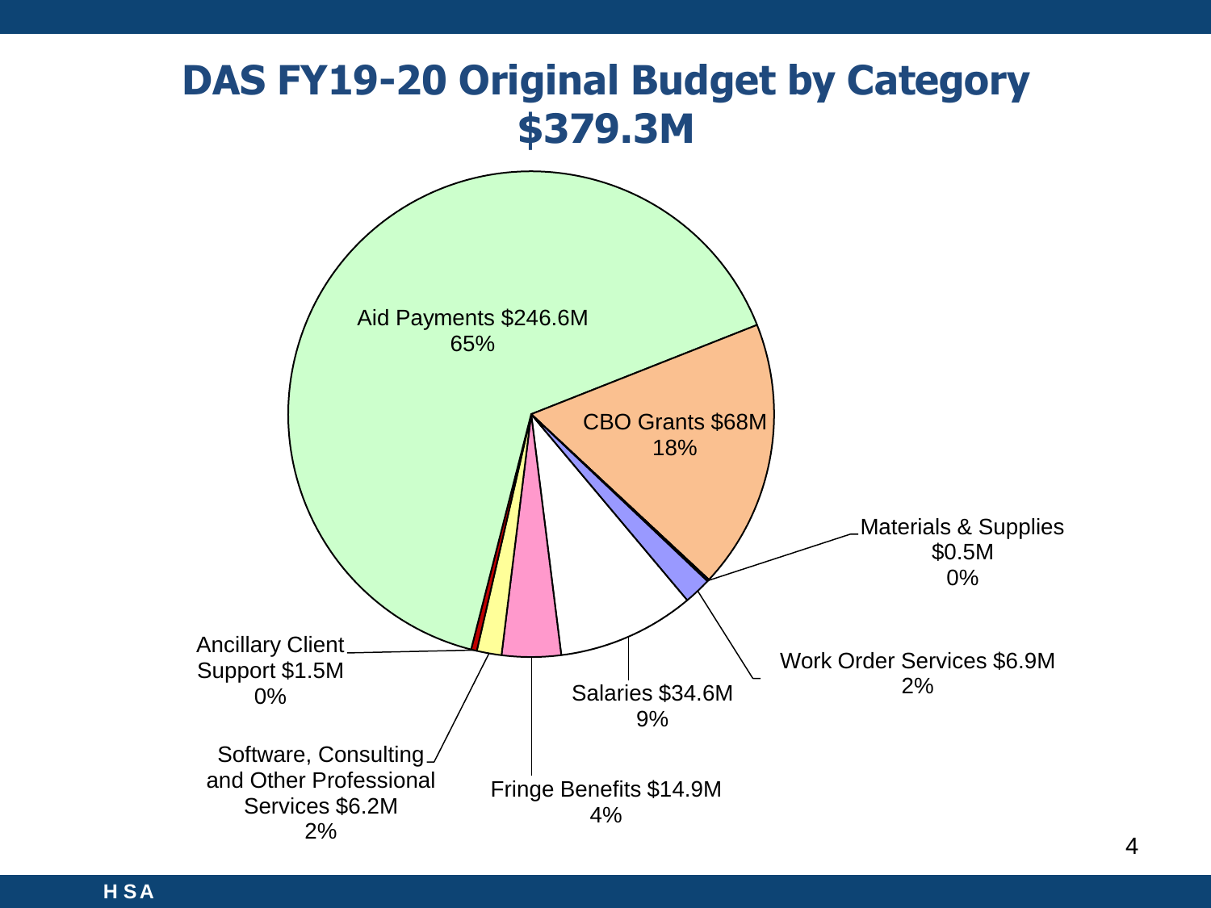# DAS FY19-20 Original Budget by Category $379.3M

Aid Payments $246.6M 65%

CBO Grants $68M 18%

Materials & Supplies $0.5M 0%

Work Order Services $6.9M 2%

Salaries $34.6M 9%

Fringe Benefits $14.9M 4%

Software, Consulting and Other Professional Services $6.2M 2%

Ancillary Client Support $1.5M 0%

HSA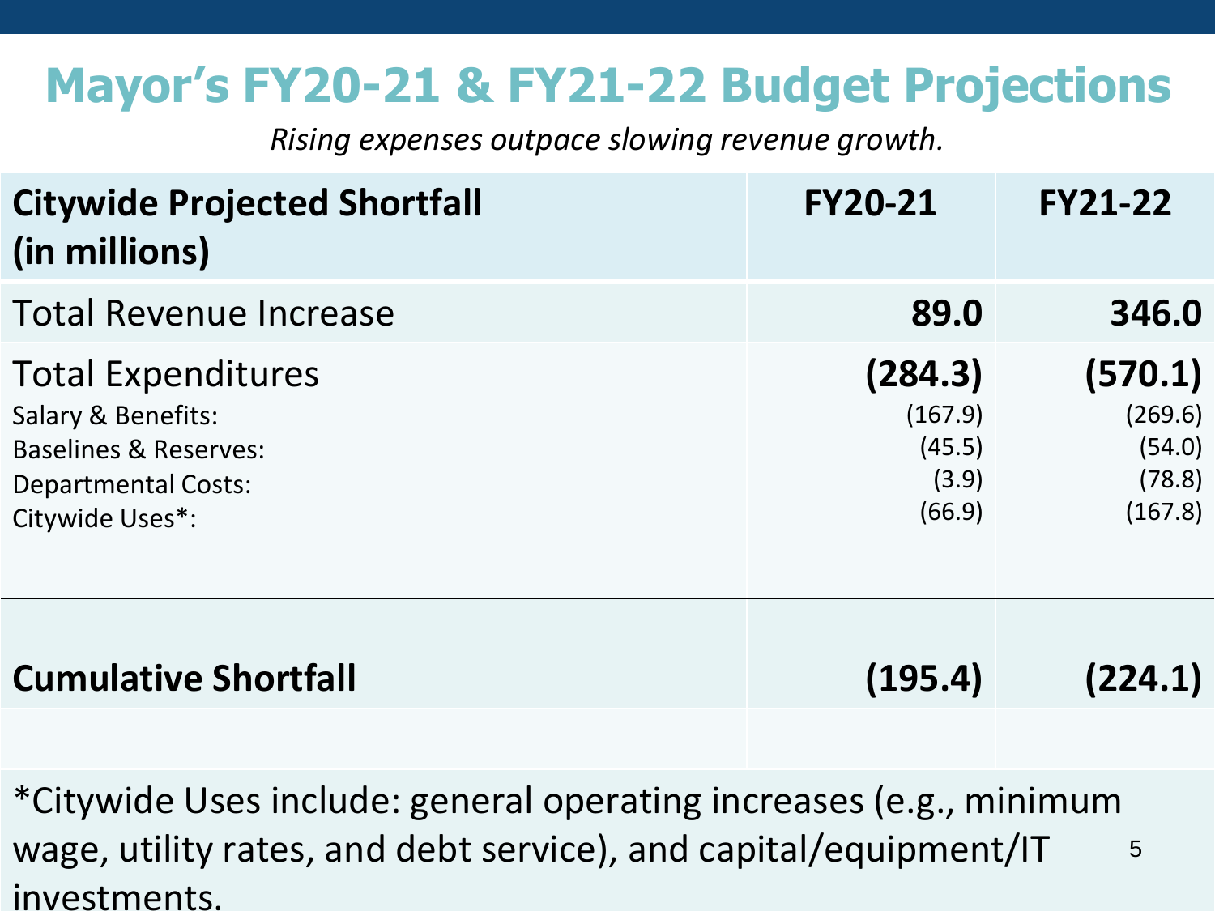# Mayor's FY20-21 & FY21-22 Budget Projections

*Rising expenses outpace slowing revenue growth.*

| Citywide Projected Shortfall (in millions) | FY20-21 | FY21-22 |
|---|---|---|
| Total Revenue Increase | **89.0** | **346.0** |
| Total Expenditures | **(284.3)** | **(570.1)** |
| Salary & Benefits: | (167.9) | (269.6) |
| Baselines & Reserves: | (45.5) | (54.0) |
| Departmental Costs: | (3.9) | (78.8) |
| Citywide Uses*: | (66.9) | (167.8) |
| **Cumulative Shortfall** | **(195.4)** | **(224.1)** |

*Citywide Uses include: general operating increases (e.g., minimum wage, utility rates, and debt service), and capital/equipment/IT investments.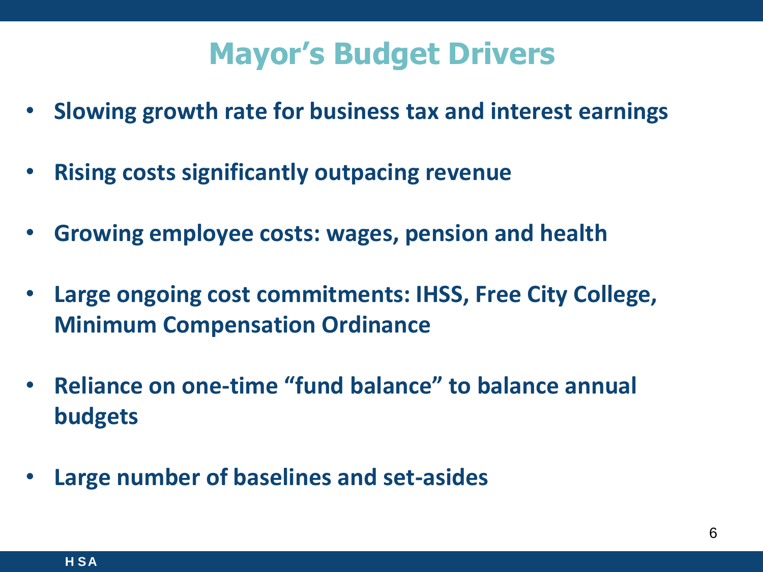# Mayor's Budget Drivers

- **Slowing growth rate for business tax and interest earnings**
- **Rising costs significantly outpacing revenue**
- **Growing employee costs: wages, pension and health**
- **Large ongoing cost commitments: IHSS, Free City College, Minimum Compensation Ordinance**
- **Reliance on one-time "fund balance" to balance annual budgets**
- **Large number of baselines and set-asides**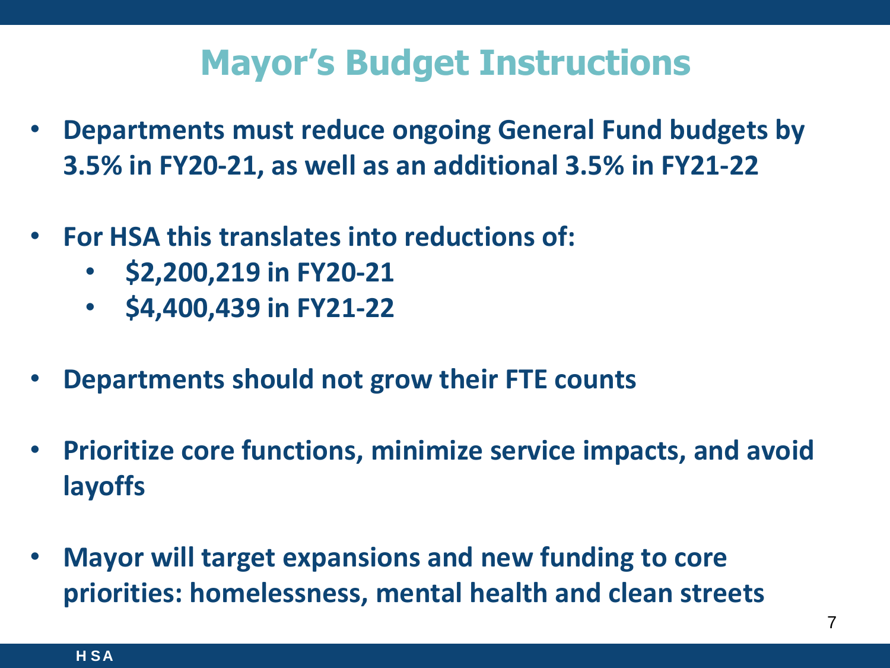# Mayor's Budget Instructions

- **Departments must reduce ongoing General Fund budgets by 3.5% in FY20-21, as well as an additional 3.5% in FY21-22**
- **For HSA this translates into reductions of:**
  - **$2,200,219 in FY20-21**
  - **$4,400,439 in FY21-22**
- **Departments should not grow their FTE counts**
- **Prioritize core functions, minimize service impacts, and avoid layoffs**
- **Mayor will target expansions and new funding to core priorities: homelessness, mental health and clean streets**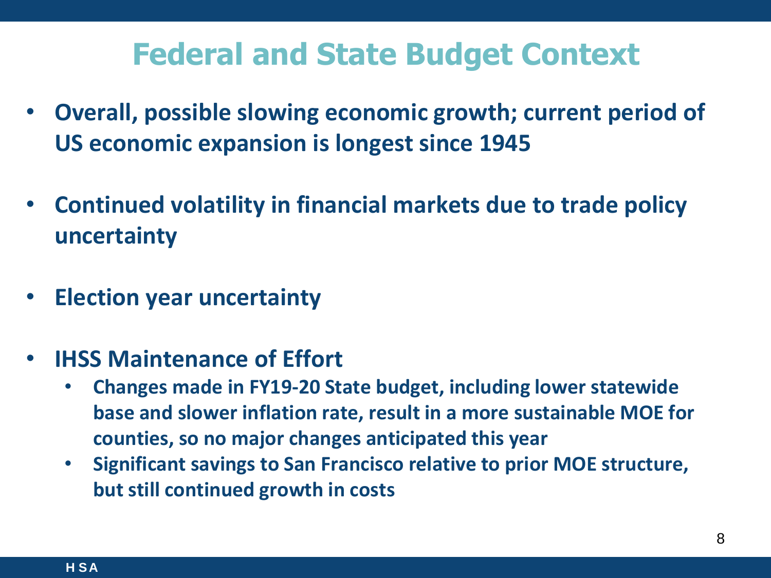# Federal and State Budget Context

- **Overall, possible slowing economic growth; current period of US economic expansion is longest since 1945**
- **Continued volatility in financial markets due to trade policy uncertainty**
- **Election year uncertainty**
- **IHSS Maintenance of Effort**
  - **Changes made in FY19-20 State budget, including lower statewide base and slower inflation rate, result in a more sustainable MOE for counties, so no major changes anticipated this year**
  - **Significant savings to San Francisco relative to prior MOE structure, but still continued growth in costs**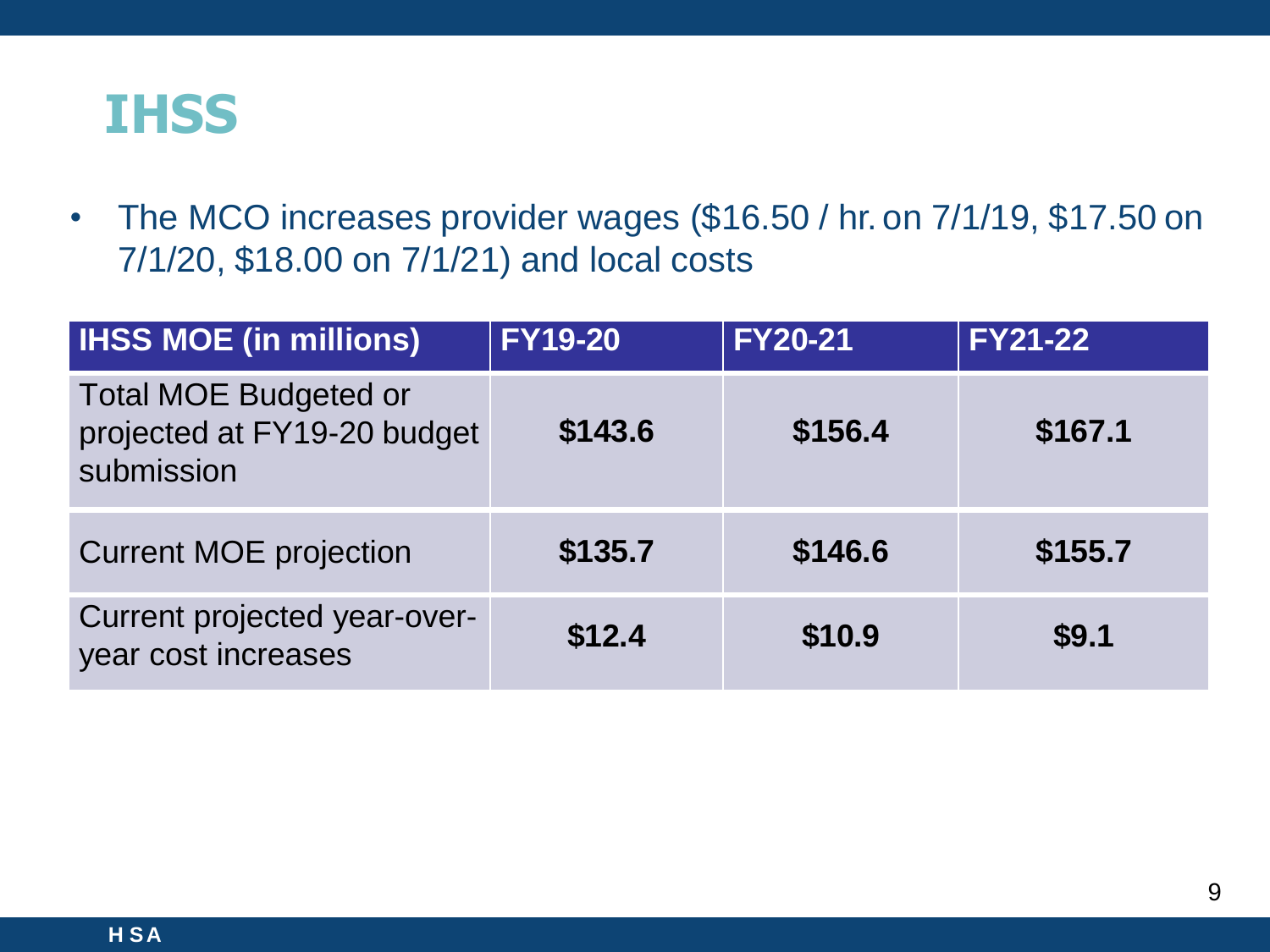# IHSS

- The MCO increases provider wages ($16.50 / hr. on 7/1/19, $17.50 on 7/1/20, $18.00 on 7/1/21) and local costs

| IHSS MOE (in millions) | FY19-20 | FY20-21 | FY21-22 |
|---|---|---|---|
| Total MOE Budgeted or projected at FY19-20 budget submission | **$143.6** | **$156.4** | **$167.1** |
| Current MOE projection | **$135.7** | **$146.6** | **$155.7** |
| Current projected year-over-year cost increases | **$12.4** | **$10.9** | **$9.1** |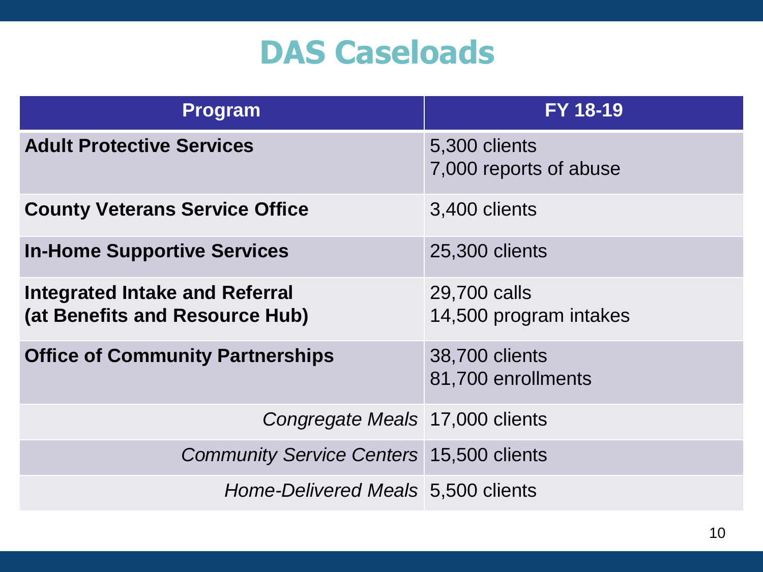# DAS Caseloads

| Program | FY 18-19 |
|---|---|
| **Adult Protective Services** | 5,300 clients<br>7,000 reports of abuse |
| **County Veterans Service Office** | 3,400 clients |
| **In-Home Supportive Services** | 25,300 clients |
| **Integrated Intake and Referral (at Benefits and Resource Hub)** | 29,700 calls<br>14,500 program intakes |
| **Office of Community Partnerships** | 38,700 clients<br>81,700 enrollments |
| *Congregate Meals* | 17,000 clients |
| *Community Service Centers* | 15,500 clients |
| *Home-Delivered Meals* | 5,500 clients |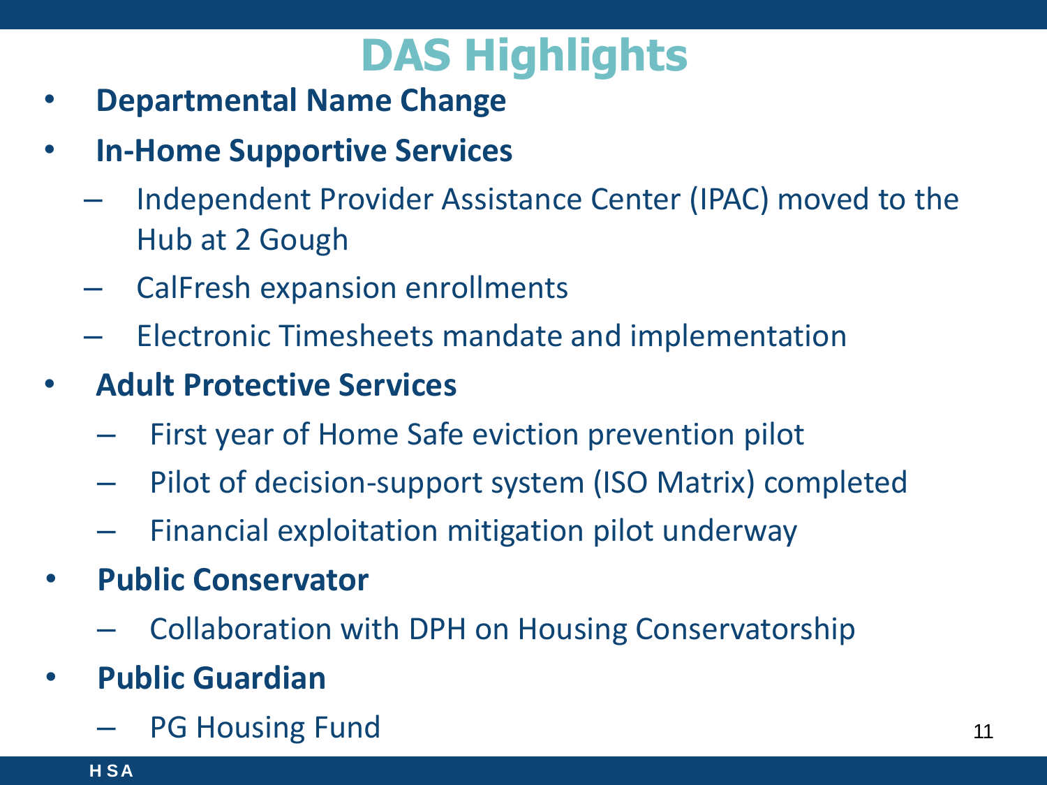# DAS Highlights

- **Departmental Name Change**
- **In-Home Supportive Services**
  - Independent Provider Assistance Center (IPAC) moved to the Hub at 2 Gough
  - CalFresh expansion enrollments
  - Electronic Timesheets mandate and implementation
- **Adult Protective Services**
  - First year of Home Safe eviction prevention pilot
  - Pilot of decision-support system (ISO Matrix) completed
  - Financial exploitation mitigation pilot underway
- **Public Conservator**
  - Collaboration with DPH on Housing Conservatorship
- **Public Guardian**
  - PG Housing Fund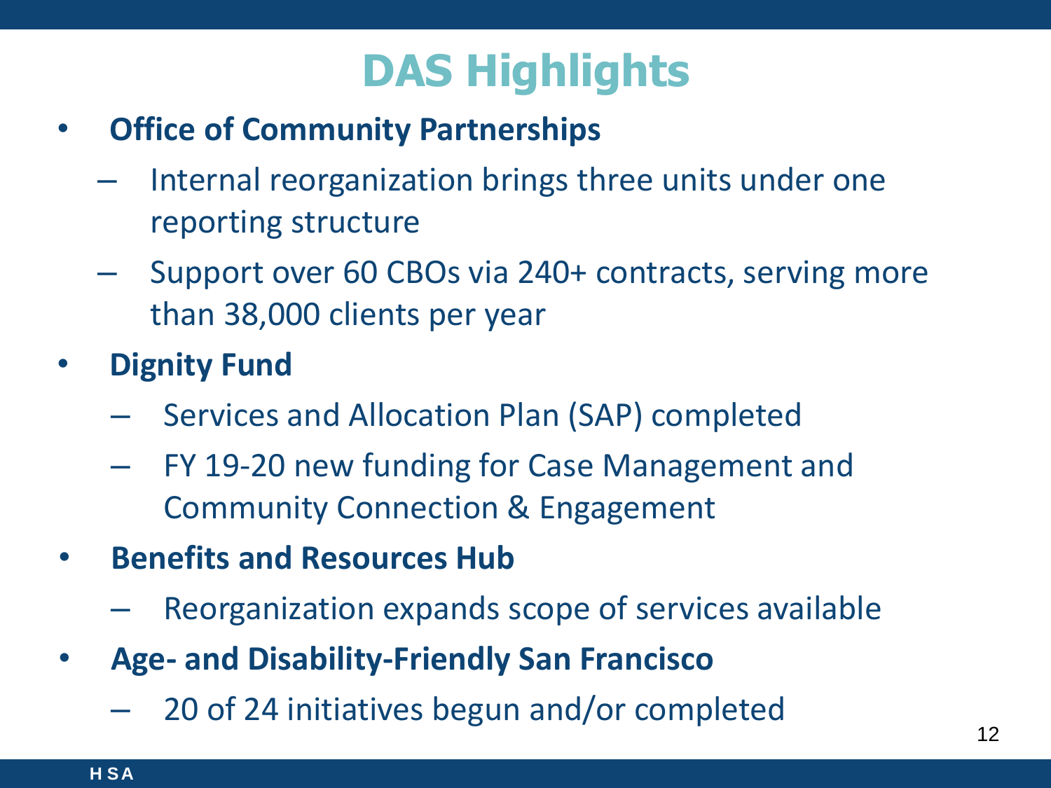# DAS Highlights

- **Office of Community Partnerships**
  - Internal reorganization brings three units under one reporting structure
  - Support over 60 CBOs via 240+ contracts, serving more than 38,000 clients per year
- **Dignity Fund**
  - Services and Allocation Plan (SAP) completed
  - FY 19-20 new funding for Case Management and Community Connection & Engagement
- **Benefits and Resources Hub**
  - Reorganization expands scope of services available
- **Age- and Disability-Friendly San Francisco**
  - 20 of 24 initiatives begun and/or completed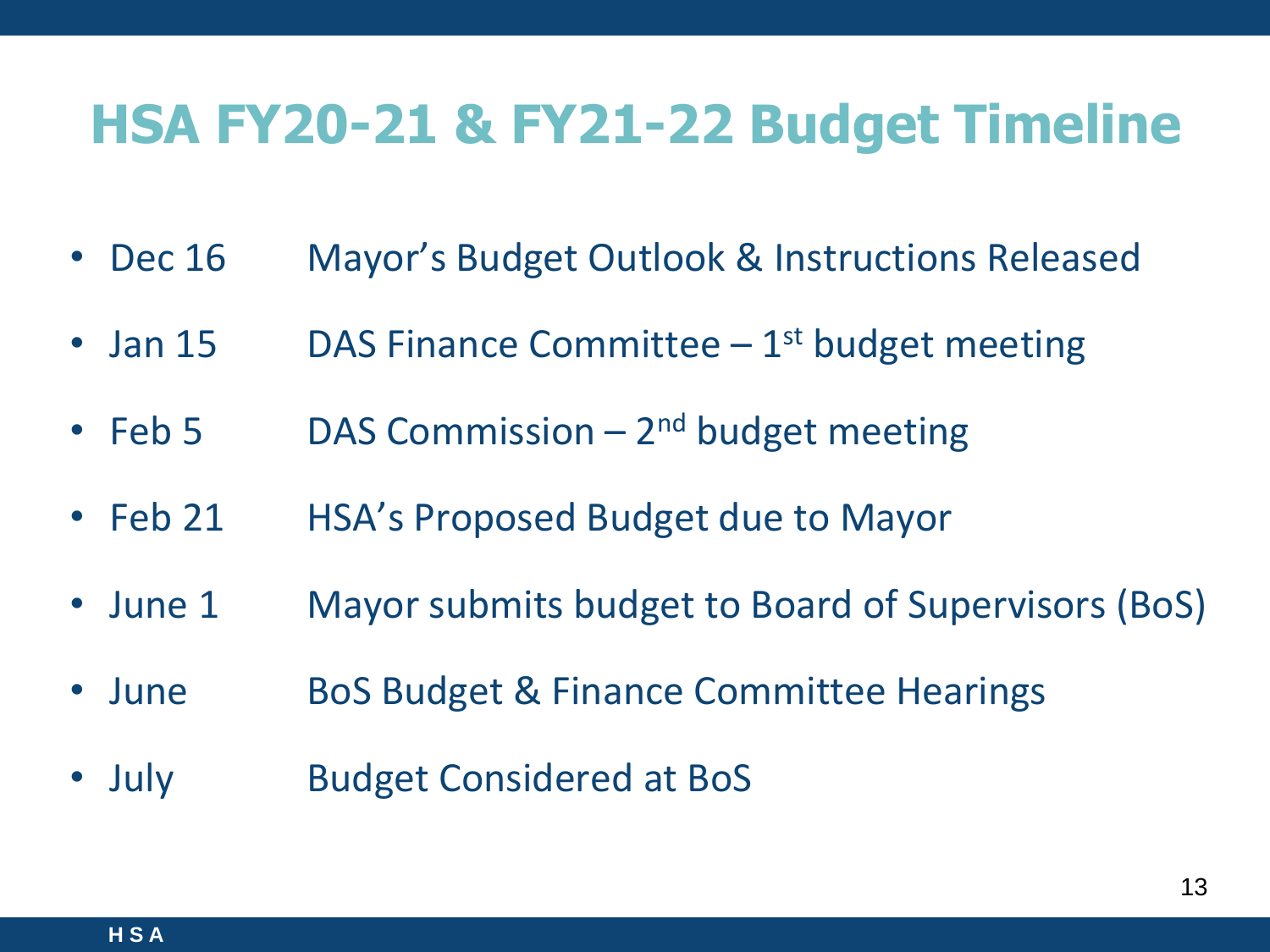# HSA FY20-21 & FY21-22 Budget Timeline

- Dec 16 Mayor's Budget Outlook & Instructions Released
- Jan 15 DAS Finance Committee – 1st budget meeting
- Feb 5 DAS Commission – 2nd budget meeting
- Feb 21 HSA's Proposed Budget due to Mayor
- June 1 Mayor submits budget to Board of Supervisors (BoS)
- June BoS Budget & Finance Committee Hearings
- July Budget Considered at BoS